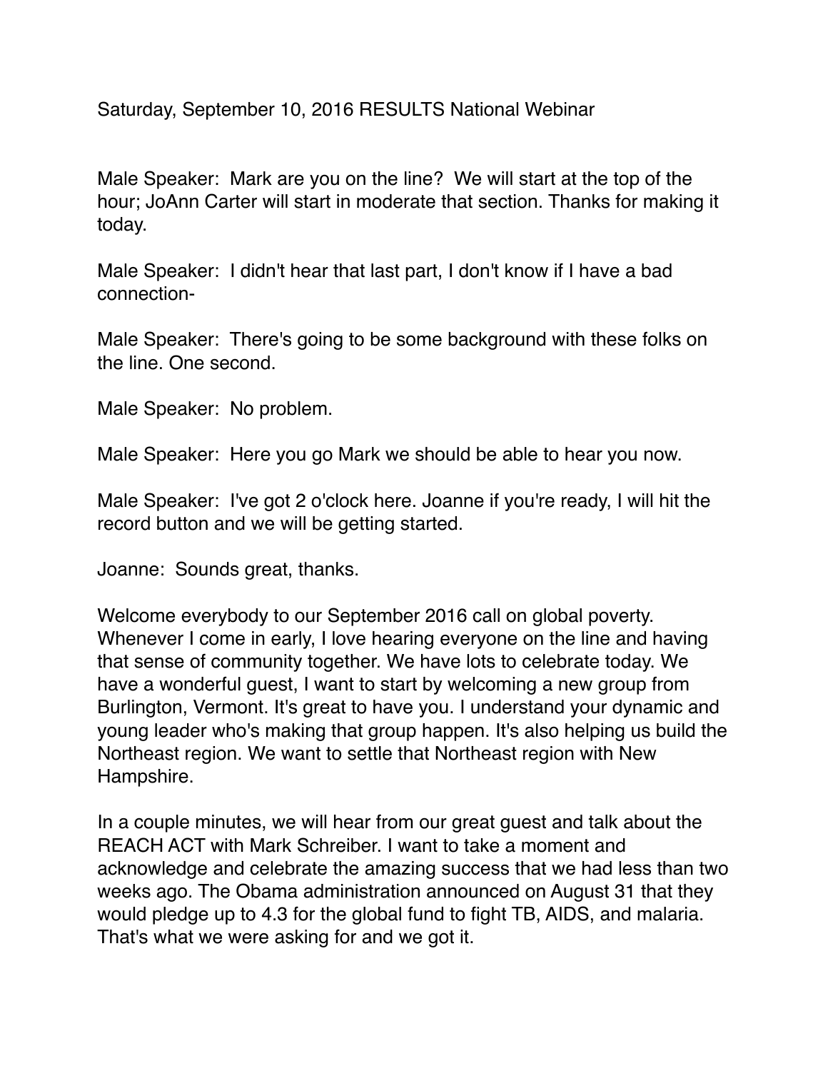Saturday, September 10, 2016 RESULTS National Webinar

Male Speaker: Mark are you on the line? We will start at the top of the hour; JoAnn Carter will start in moderate that section. Thanks for making it today.

Male Speaker: I didn't hear that last part, I don't know if I have a bad connection-

Male Speaker: There's going to be some background with these folks on the line. One second.

Male Speaker: No problem.

Male Speaker: Here you go Mark we should be able to hear you now.

Male Speaker: I've got 2 o'clock here. Joanne if you're ready, I will hit the record button and we will be getting started.

Joanne: Sounds great, thanks.

Welcome everybody to our September 2016 call on global poverty. Whenever I come in early, I love hearing everyone on the line and having that sense of community together. We have lots to celebrate today. We have a wonderful guest, I want to start by welcoming a new group from Burlington, Vermont. It's great to have you. I understand your dynamic and young leader who's making that group happen. It's also helping us build the Northeast region. We want to settle that Northeast region with New Hampshire.

In a couple minutes, we will hear from our great guest and talk about the REACH ACT with Mark Schreiber. I want to take a moment and acknowledge and celebrate the amazing success that we had less than two weeks ago. The Obama administration announced on August 31 that they would pledge up to 4.3 for the global fund to fight TB, AIDS, and malaria. That's what we were asking for and we got it.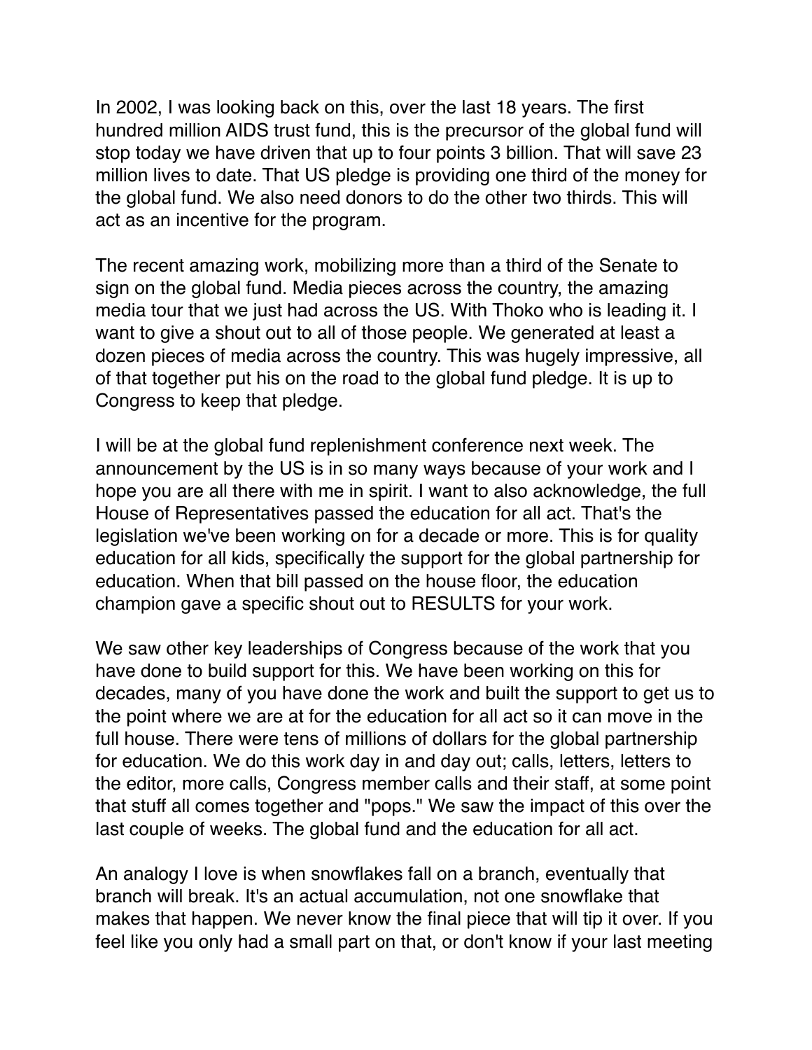In 2002, I was looking back on this, over the last 18 years. The first hundred million AIDS trust fund, this is the precursor of the global fund will stop today we have driven that up to four points 3 billion. That will save 23 million lives to date. That US pledge is providing one third of the money for the global fund. We also need donors to do the other two thirds. This will act as an incentive for the program.

The recent amazing work, mobilizing more than a third of the Senate to sign on the global fund. Media pieces across the country, the amazing media tour that we just had across the US. With Thoko who is leading it. I want to give a shout out to all of those people. We generated at least a dozen pieces of media across the country. This was hugely impressive, all of that together put his on the road to the global fund pledge. It is up to Congress to keep that pledge.

I will be at the global fund replenishment conference next week. The announcement by the US is in so many ways because of your work and I hope you are all there with me in spirit. I want to also acknowledge, the full House of Representatives passed the education for all act. That's the legislation we've been working on for a decade or more. This is for quality education for all kids, specifically the support for the global partnership for education. When that bill passed on the house floor, the education champion gave a specific shout out to RESULTS for your work.

We saw other key leaderships of Congress because of the work that you have done to build support for this. We have been working on this for decades, many of you have done the work and built the support to get us to the point where we are at for the education for all act so it can move in the full house. There were tens of millions of dollars for the global partnership for education. We do this work day in and day out; calls, letters, letters to the editor, more calls, Congress member calls and their staff, at some point that stuff all comes together and "pops." We saw the impact of this over the last couple of weeks. The global fund and the education for all act.

An analogy I love is when snowflakes fall on a branch, eventually that branch will break. It's an actual accumulation, not one snowflake that makes that happen. We never know the final piece that will tip it over. If you feel like you only had a small part on that, or don't know if your last meeting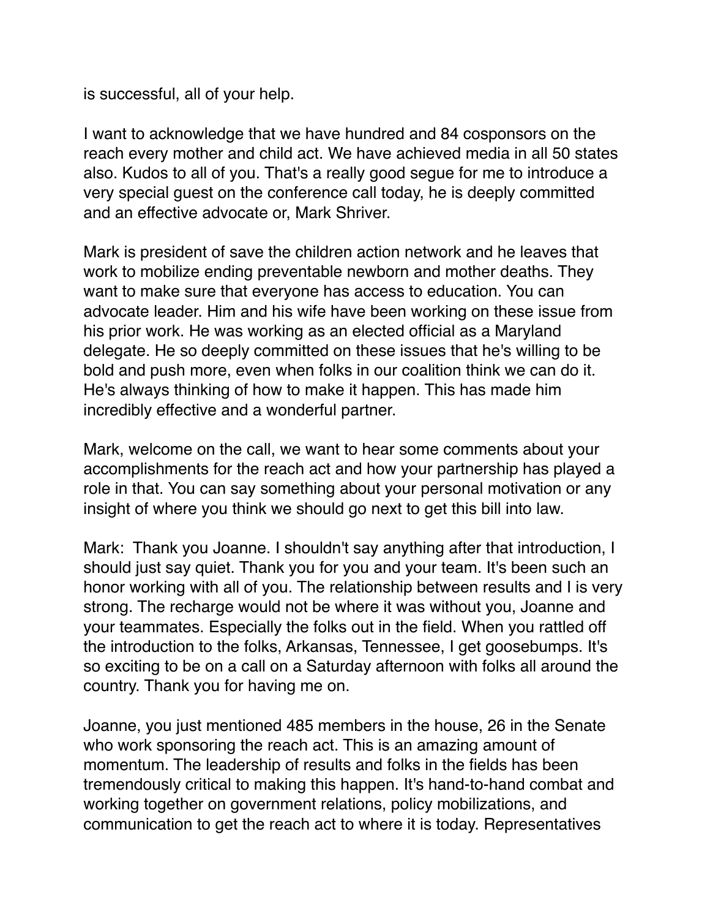is successful, all of your help.

I want to acknowledge that we have hundred and 84 cosponsors on the reach every mother and child act. We have achieved media in all 50 states also. Kudos to all of you. That's a really good segue for me to introduce a very special guest on the conference call today, he is deeply committed and an effective advocate or, Mark Shriver.

Mark is president of save the children action network and he leaves that work to mobilize ending preventable newborn and mother deaths. They want to make sure that everyone has access to education. You can advocate leader. Him and his wife have been working on these issue from his prior work. He was working as an elected official as a Maryland delegate. He so deeply committed on these issues that he's willing to be bold and push more, even when folks in our coalition think we can do it. He's always thinking of how to make it happen. This has made him incredibly effective and a wonderful partner.

Mark, welcome on the call, we want to hear some comments about your accomplishments for the reach act and how your partnership has played a role in that. You can say something about your personal motivation or any insight of where you think we should go next to get this bill into law.

Mark:  Thank you Joanne. I shouldn't say anything after that introduction, I should just say quiet. Thank you for you and your team. It's been such an honor working with all of you. The relationship between results and I is very strong. The recharge would not be where it was without you, Joanne and your teammates. Especially the folks out in the field. When you rattled off the introduction to the folks, Arkansas, Tennessee, I get goosebumps. It's so exciting to be on a call on a Saturday afternoon with folks all around the country. Thank you for having me on.

Joanne, you just mentioned 485 members in the house, 26 in the Senate who work sponsoring the reach act. This is an amazing amount of momentum. The leadership of results and folks in the fields has been tremendously critical to making this happen. It's hand-to-hand combat and working together on government relations, policy mobilizations, and communication to get the reach act to where it is today. Representatives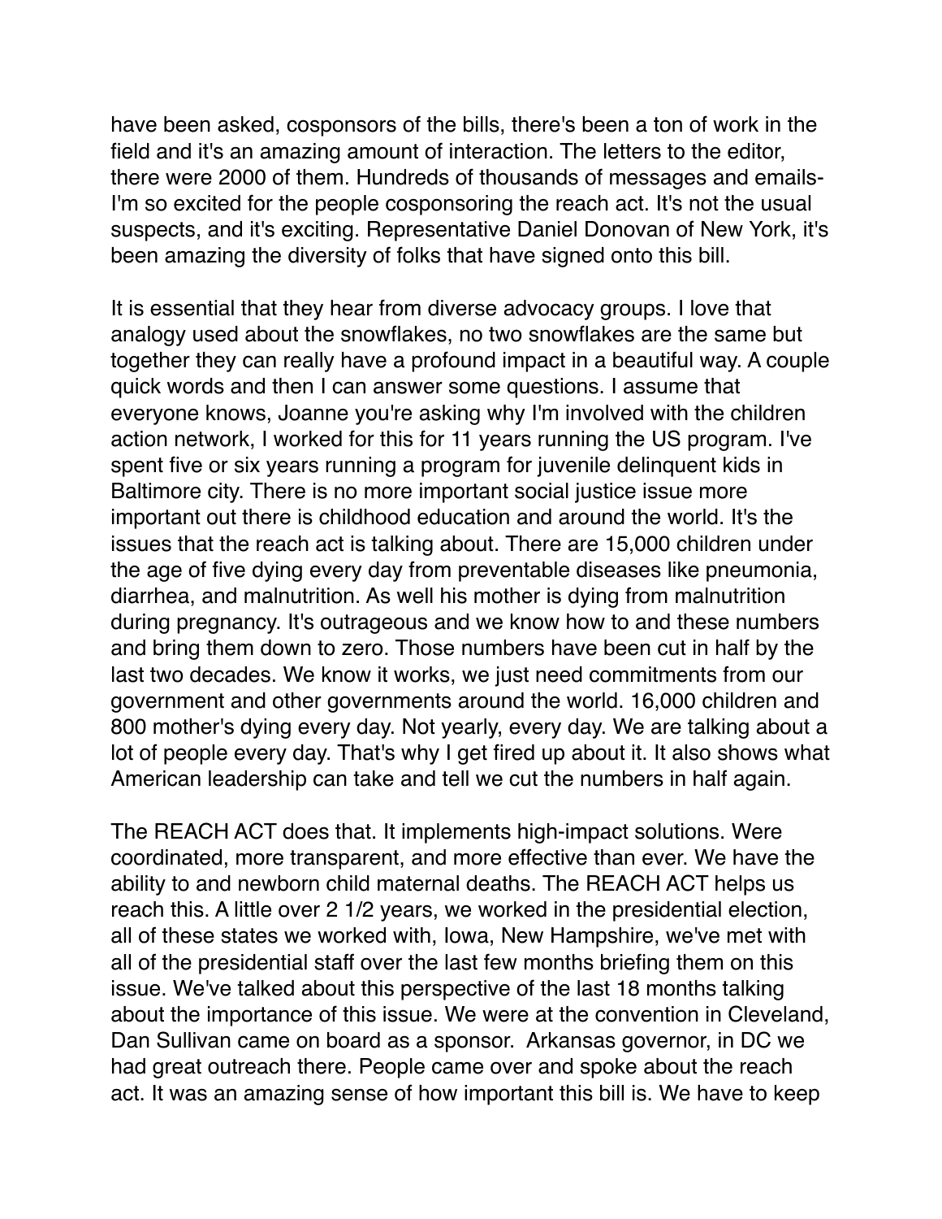have been asked, cosponsors of the bills, there's been a ton of work in the field and it's an amazing amount of interaction. The letters to the editor, there were 2000 of them. Hundreds of thousands of messages and emails- I'm so excited for the people cosponsoring the reach act. It's not the usual suspects, and it's exciting. Representative Daniel Donovan of New York, it's been amazing the diversity of folks that have signed onto this bill.

It is essential that they hear from diverse advocacy groups. I love that analogy used about the snowflakes, no two snowflakes are the same but together they can really have a profound impact in a beautiful way. A couple quick words and then I can answer some questions. I assume that everyone knows, Joanne you're asking why I'm involved with the children action network, I worked for this for 11 years running the US program. I've spent five or six years running a program for juvenile delinquent kids in Baltimore city. There is no more important social justice issue more important out there is childhood education and around the world. It's the issues that the reach act is talking about. There are 15,000 children under the age of five dying every day from preventable diseases like pneumonia, diarrhea, and malnutrition. As well his mother is dying from malnutrition during pregnancy. It's outrageous and we know how to and these numbers and bring them down to zero. Those numbers have been cut in half by the last two decades. We know it works, we just need commitments from our government and other governments around the world. 16,000 children and 800 mother's dying every day. Not yearly, every day. We are talking about a lot of people every day. That's why I get fired up about it. It also shows what American leadership can take and tell we cut the numbers in half again.

The REACH ACT does that. It implements high-impact solutions. Were coordinated, more transparent, and more effective than ever. We have the ability to and newborn child maternal deaths. The REACH ACT helps us reach this. A little over 2 1/2 years, we worked in the presidential election, all of these states we worked with, Iowa, New Hampshire, we've met with all of the presidential staff over the last few months briefing them on this issue. We've talked about this perspective of the last 18 months talking about the importance of this issue. We were at the convention in Cleveland, Dan Sullivan came on board as a sponsor. Arkansas governor, in DC we had great outreach there. People came over and spoke about the reach act. It was an amazing sense of how important this bill is. We have to keep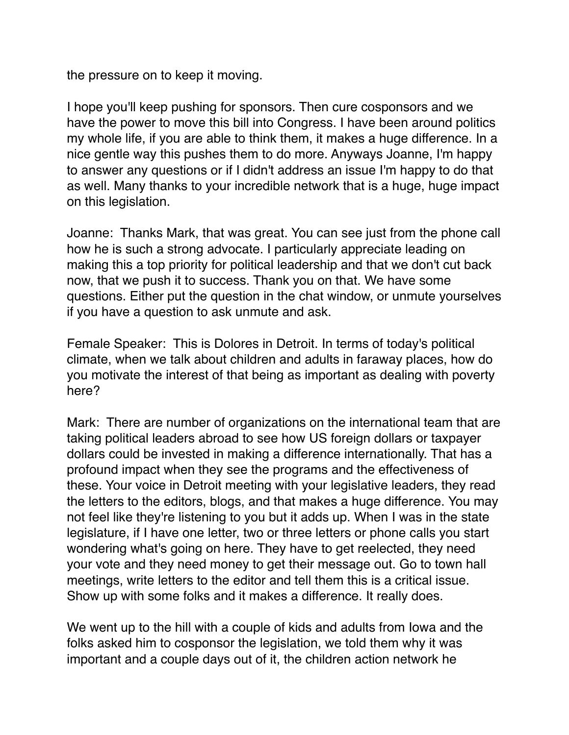the pressure on to keep it moving.

I hope you'll keep pushing for sponsors. Then cure cosponsors and we have the power to move this bill into Congress. I have been around politics my whole life, if you are able to think them, it makes a huge difference. In a nice gentle way this pushes them to do more. Anyways Joanne, I'm happy to answer any questions or if I didn't address an issue I'm happy to do that as well. Many thanks to your incredible network that is a huge, huge impact on this legislation.

Joanne: Thanks Mark, that was great. You can see just from the phone call how he is such a strong advocate. I particularly appreciate leading on making this a top priority for political leadership and that we don't cut back now, that we push it to success. Thank you on that. We have some questions. Either put the question in the chat window, or unmute yourselves if you have a question to ask unmute and ask.

Female Speaker: This is Dolores in Detroit. In terms of today's political climate, when we talk about children and adults in faraway places, how do you motivate the interest of that being as important as dealing with poverty here?

Mark: There are number of organizations on the international team that are taking political leaders abroad to see how US foreign dollars or taxpayer dollars could be invested in making a difference internationally. That has a profound impact when they see the programs and the effectiveness of these. Your voice in Detroit meeting with your legislative leaders, they read the letters to the editors, blogs, and that makes a huge difference. You may not feel like they're listening to you but it adds up. When I was in the state legislature, if I have one letter, two or three letters or phone calls you start wondering what's going on here. They have to get reelected, they need your vote and they need money to get their message out. Go to town hall meetings, write letters to the editor and tell them this is a critical issue. Show up with some folks and it makes a difference. It really does.

We went up to the hill with a couple of kids and adults from Iowa and the folks asked him to cosponsor the legislation, we told them why it was important and a couple days out of it, the children action network he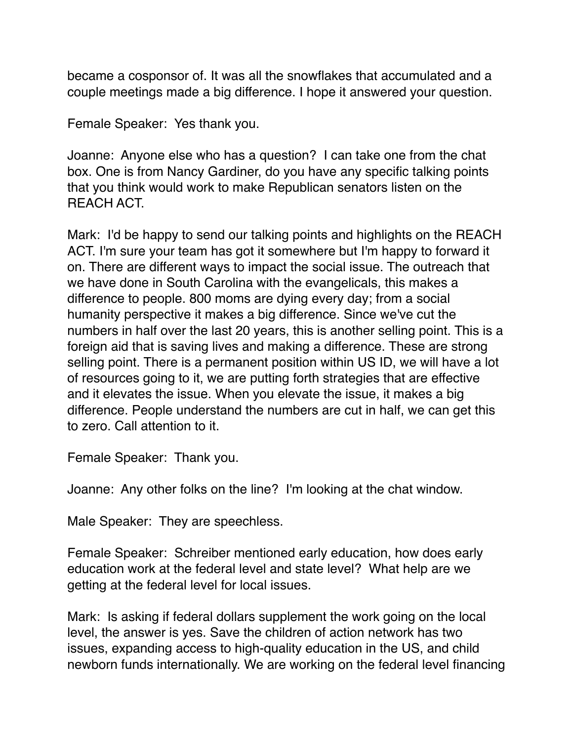became a cosponsor of. It was all the snowflakes that accumulated and a couple meetings made a big difference. I hope it answered your question.

Female Speaker: Yes thank you.

Joanne: Anyone else who has a question? I can take one from the chat box. One is from Nancy Gardiner, do you have any specific talking points that you think would work to make Republican senators listen on the REACH ACT.

Mark: I'd be happy to send our talking points and highlights on the REACH ACT. I'm sure your team has got it somewhere but I'm happy to forward it on. There are different ways to impact the social issue. The outreach that we have done in South Carolina with the evangelicals, this makes a difference to people. 800 moms are dying every day; from a social humanity perspective it makes a big difference. Since we've cut the numbers in half over the last 20 years, this is another selling point. This is a foreign aid that is saving lives and making a difference. These are strong selling point. There is a permanent position within US ID, we will have a lot of resources going to it, we are putting forth strategies that are effective and it elevates the issue. When you elevate the issue, it makes a big difference. People understand the numbers are cut in half, we can get this to zero. Call attention to it.

Female Speaker: Thank you.

Joanne: Any other folks on the line? I'm looking at the chat window.

Male Speaker: They are speechless.

Female Speaker: Schreiber mentioned early education, how does early education work at the federal level and state level? What help are we getting at the federal level for local issues.

Mark: Is asking if federal dollars supplement the work going on the local level, the answer is yes. Save the children of action network has two issues, expanding access to high-quality education in the US, and child newborn funds internationally. We are working on the federal level financing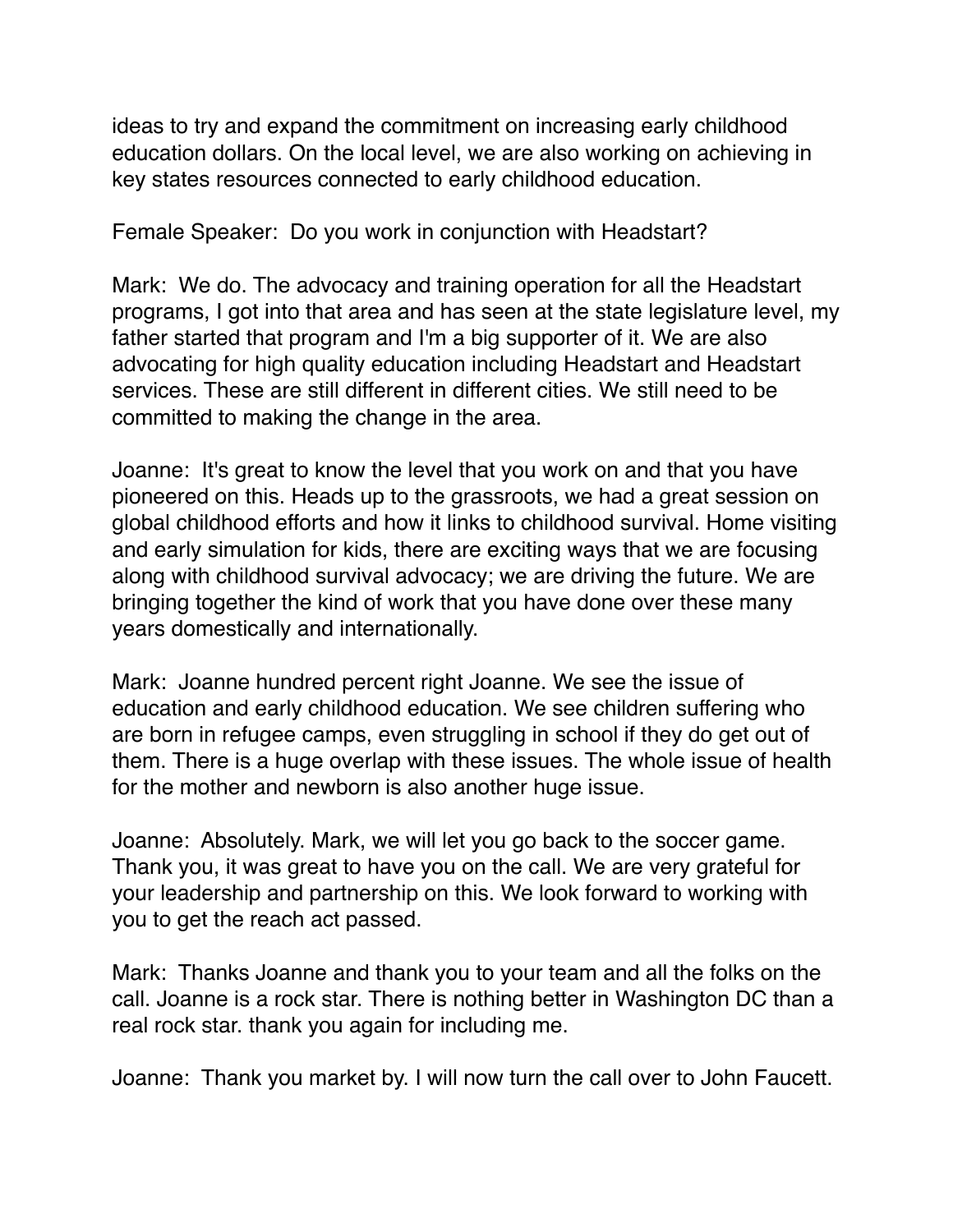ideas to try and expand the commitment on increasing early childhood education dollars. On the local level, we are also working on achieving in key states resources connected to early childhood education.

Female Speaker: Do you work in conjunction with Headstart?

Mark: We do. The advocacy and training operation for all the Headstart programs, I got into that area and has seen at the state legislature level, my father started that program and I'm a big supporter of it. We are also advocating for high quality education including Headstart and Headstart services. These are still different in different cities. We still need to be committed to making the change in the area.

Joanne: It's great to know the level that you work on and that you have pioneered on this. Heads up to the grassroots, we had a great session on global childhood efforts and how it links to childhood survival. Home visiting and early simulation for kids, there are exciting ways that we are focusing along with childhood survival advocacy; we are driving the future. We are bringing together the kind of work that you have done over these many years domestically and internationally.

Mark: Joanne hundred percent right Joanne. We see the issue of education and early childhood education. We see children suffering who are born in refugee camps, even struggling in school if they do get out of them. There is a huge overlap with these issues. The whole issue of health for the mother and newborn is also another huge issue.

Joanne: Absolutely. Mark, we will let you go back to the soccer game. Thank you, it was great to have you on the call. We are very grateful for your leadership and partnership on this. We look forward to working with you to get the reach act passed.

Mark: Thanks Joanne and thank you to your team and all the folks on the call. Joanne is a rock star. There is nothing better in Washington DC than a real rock star. thank you again for including me.

Joanne: Thank you market by. I will now turn the call over to John Faucett.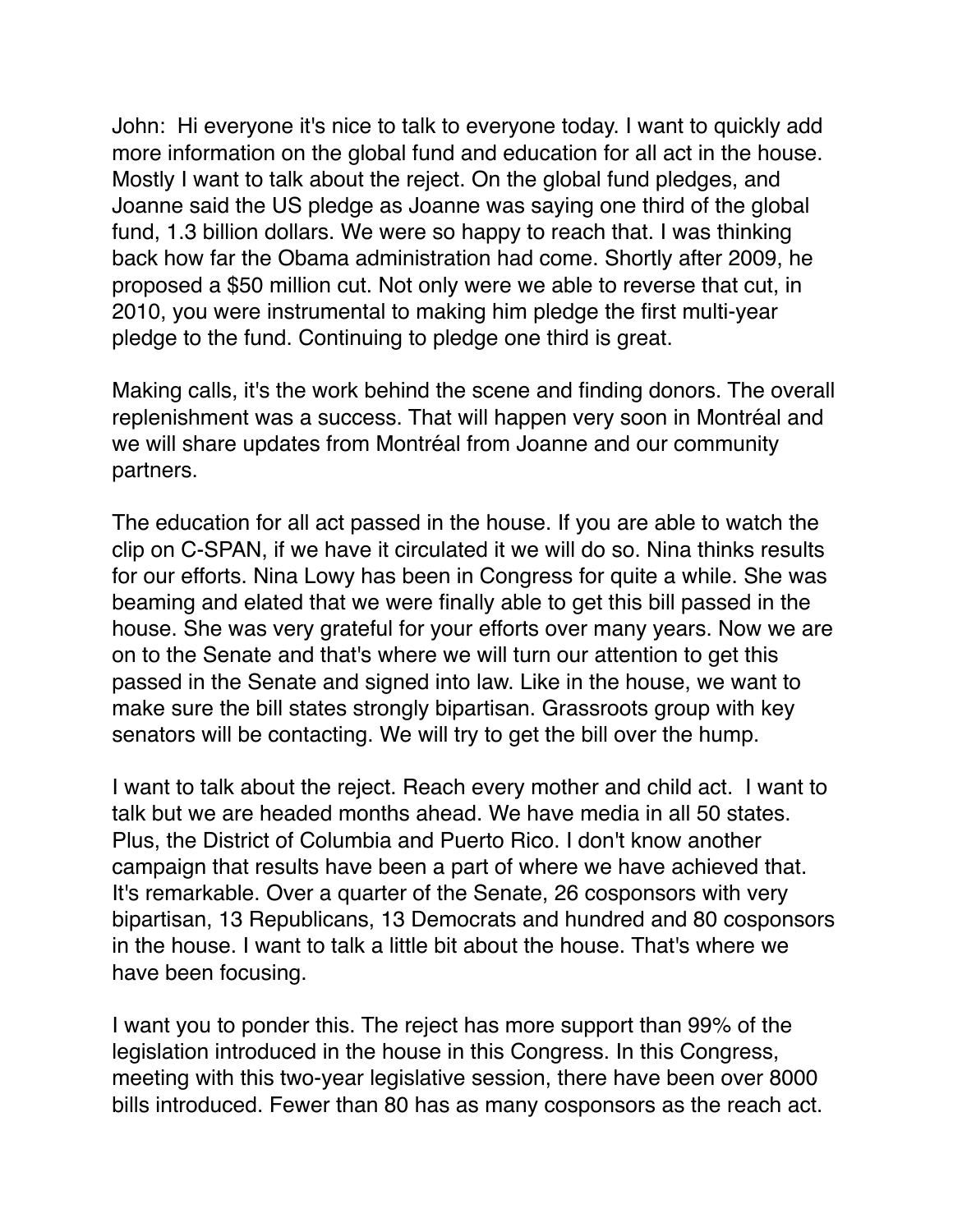John: Hi everyone it's nice to talk to everyone today. I want to quickly add more information on the global fund and education for all act in the house. Mostly I want to talk about the reject. On the global fund pledges, and Joanne said the US pledge as Joanne was saying one third of the global fund, 1.3 billion dollars. We were so happy to reach that. I was thinking back how far the Obama administration had come. Shortly after 2009, he proposed a $50 million cut. Not only were we able to reverse that cut, in 2010, you were instrumental to making him pledge the first multi-year pledge to the fund. Continuing to pledge one third is great.

Making calls, it's the work behind the scene and finding donors. The overall replenishment was a success. That will happen very soon in Montréal and we will share updates from Montréal from Joanne and our community partners.

The education for all act passed in the house. If you are able to watch the clip on C-SPAN, if we have it circulated it we will do so. Nina thinks results for our efforts. Nina Lowy has been in Congress for quite a while. She was beaming and elated that we were finally able to get this bill passed in the house. She was very grateful for your efforts over many years. Now we are on to the Senate and that's where we will turn our attention to get this passed in the Senate and signed into law. Like in the house, we want to make sure the bill states strongly bipartisan. Grassroots group with key senators will be contacting. We will try to get the bill over the hump.

I want to talk about the reject. Reach every mother and child act. I want to talk but we are headed months ahead. We have media in all 50 states. Plus, the District of Columbia and Puerto Rico. I don't know another campaign that results have been a part of where we have achieved that. It's remarkable. Over a quarter of the Senate, 26 cosponsors with very bipartisan, 13 Republicans, 13 Democrats and hundred and 80 cosponsors in the house. I want to talk a little bit about the house. That's where we have been focusing.

I want you to ponder this. The reject has more support than 99% of the legislation introduced in the house in this Congress. In this Congress, meeting with this two-year legislative session, there have been over 8000 bills introduced. Fewer than 80 has as many cosponsors as the reach act.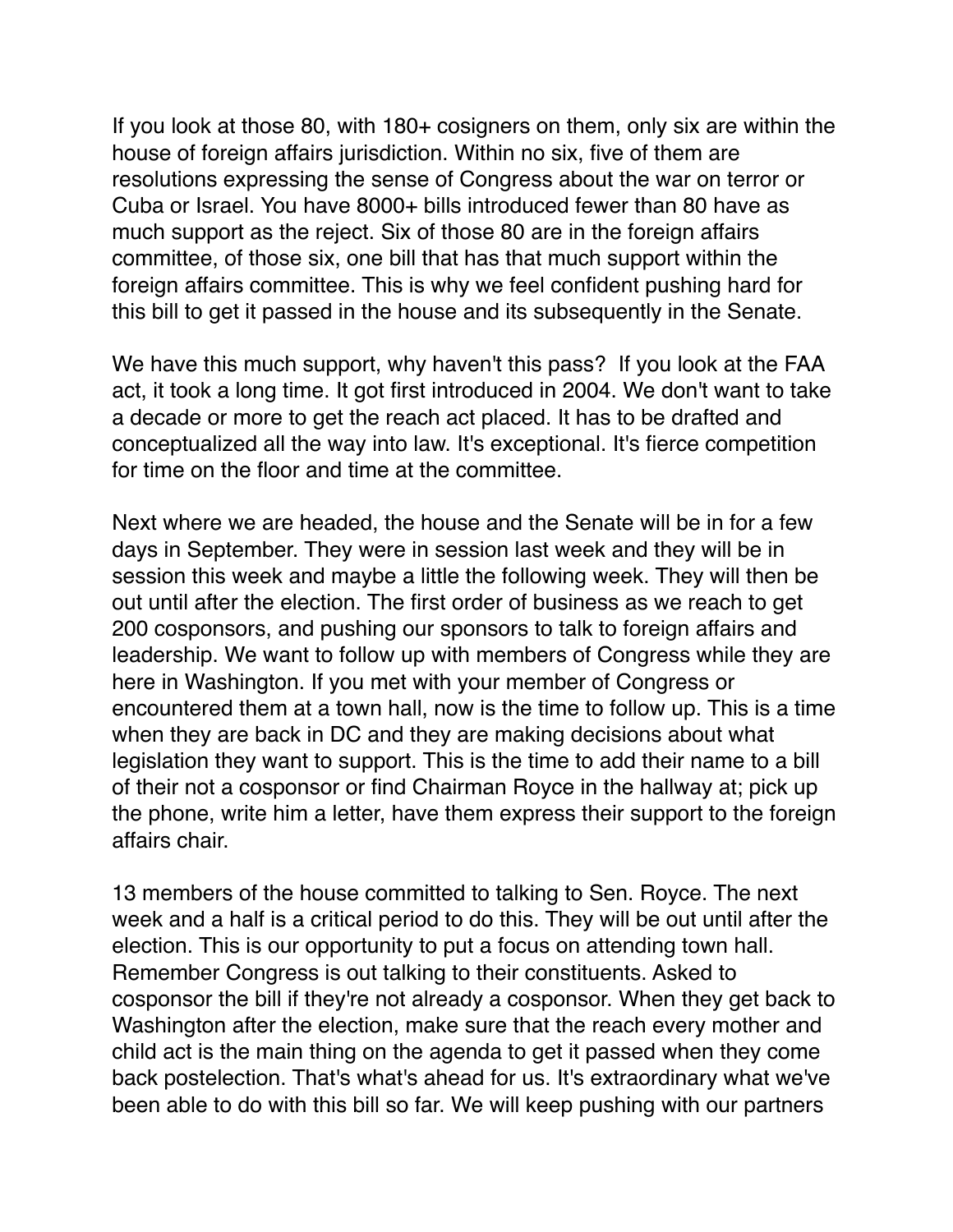If you look at those 80, with 180+ cosigners on them, only six are within the house of foreign affairs jurisdiction. Within no six, five of them are resolutions expressing the sense of Congress about the war on terror or Cuba or Israel. You have 8000+ bills introduced fewer than 80 have as much support as the reject. Six of those 80 are in the foreign affairs committee, of those six, one bill that has that much support within the foreign affairs committee. This is why we feel confident pushing hard for this bill to get it passed in the house and its subsequently in the Senate.

We have this much support, why haven't this pass? If you look at the FAA act, it took a long time. It got first introduced in 2004. We don't want to take a decade or more to get the reach act placed. It has to be drafted and conceptualized all the way into law. It's exceptional. It's fierce competition for time on the floor and time at the committee.

Next where we are headed, the house and the Senate will be in for a few days in September. They were in session last week and they will be in session this week and maybe a little the following week. They will then be out until after the election. The first order of business as we reach to get 200 cosponsors, and pushing our sponsors to talk to foreign affairs and leadership. We want to follow up with members of Congress while they are here in Washington. If you met with your member of Congress or encountered them at a town hall, now is the time to follow up. This is a time when they are back in DC and they are making decisions about what legislation they want to support. This is the time to add their name to a bill of their not a cosponsor or find Chairman Royce in the hallway at; pick up the phone, write him a letter, have them express their support to the foreign affairs chair.

13 members of the house committed to talking to Sen. Royce. The next week and a half is a critical period to do this. They will be out until after the election. This is our opportunity to put a focus on attending town hall. Remember Congress is out talking to their constituents. Asked to cosponsor the bill if they're not already a cosponsor. When they get back to Washington after the election, make sure that the reach every mother and child act is the main thing on the agenda to get it passed when they come back postelection. That's what's ahead for us. It's extraordinary what we've been able to do with this bill so far. We will keep pushing with our partners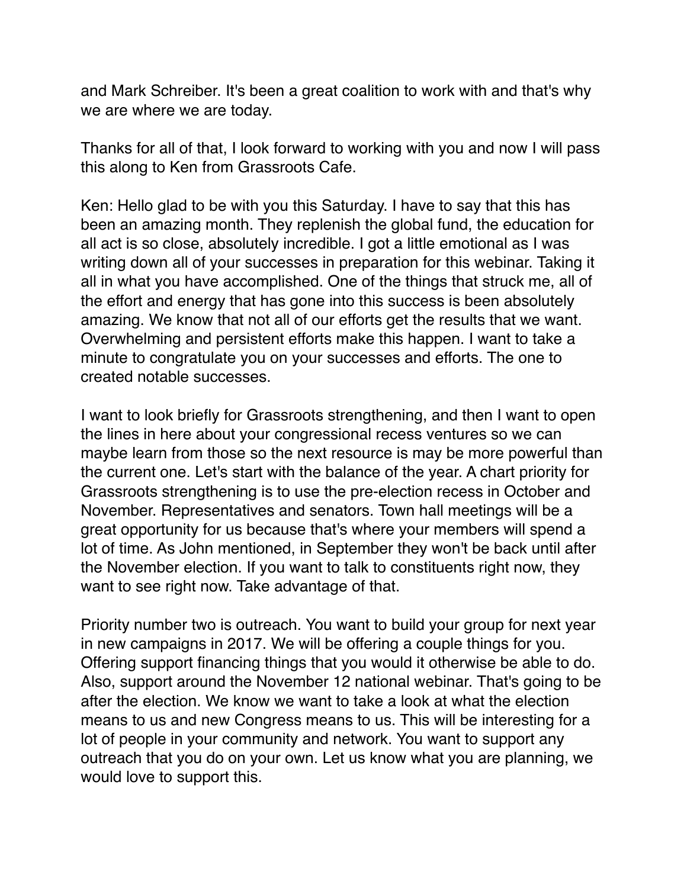and Mark Schreiber. It's been a great coalition to work with and that's why we are where we are today.

Thanks for all of that, I look forward to working with you and now I will pass this along to Ken from Grassroots Cafe.

Ken: Hello glad to be with you this Saturday. I have to say that this has been an amazing month. They replenish the global fund, the education for all act is so close, absolutely incredible. I got a little emotional as I was writing down all of your successes in preparation for this webinar. Taking it all in what you have accomplished. One of the things that struck me, all of the effort and energy that has gone into this success is been absolutely amazing. We know that not all of our efforts get the results that we want. Overwhelming and persistent efforts make this happen. I want to take a minute to congratulate you on your successes and efforts. The one to created notable successes.

I want to look briefly for Grassroots strengthening, and then I want to open the lines in here about your congressional recess ventures so we can maybe learn from those so the next resource is may be more powerful than the current one. Let's start with the balance of the year. A chart priority for Grassroots strengthening is to use the pre-election recess in October and November. Representatives and senators. Town hall meetings will be a great opportunity for us because that's where your members will spend a lot of time. As John mentioned, in September they won't be back until after the November election. If you want to talk to constituents right now, they want to see right now. Take advantage of that.

Priority number two is outreach. You want to build your group for next year in new campaigns in 2017. We will be offering a couple things for you. Offering support financing things that you would it otherwise be able to do. Also, support around the November 12 national webinar. That's going to be after the election. We know we want to take a look at what the election means to us and new Congress means to us. This will be interesting for a lot of people in your community and network. You want to support any outreach that you do on your own. Let us know what you are planning, we would love to support this.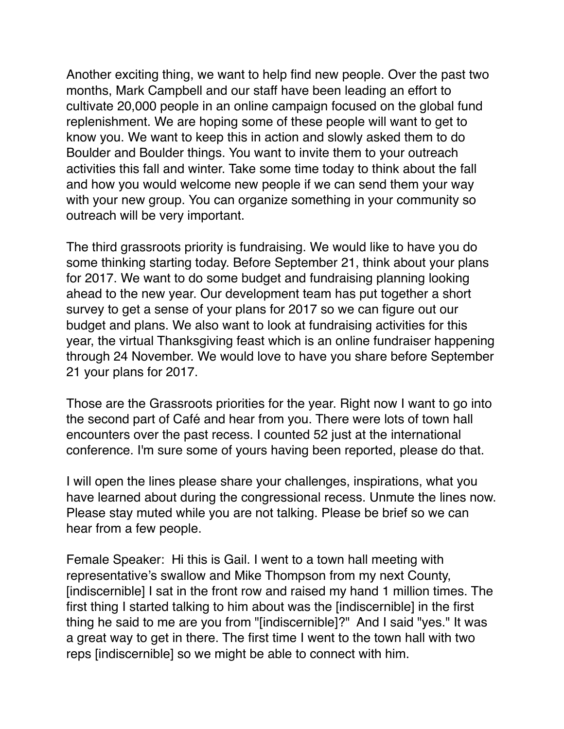Another exciting thing, we want to help find new people. Over the past two months, Mark Campbell and our staff have been leading an effort to cultivate 20,000 people in an online campaign focused on the global fund replenishment. We are hoping some of these people will want to get to know you. We want to keep this in action and slowly asked them to do Boulder and Boulder things. You want to invite them to your outreach activities this fall and winter. Take some time today to think about the fall and how you would welcome new people if we can send them your way with your new group. You can organize something in your community so outreach will be very important.

The third grassroots priority is fundraising. We would like to have you do some thinking starting today. Before September 21, think about your plans for 2017. We want to do some budget and fundraising planning looking ahead to the new year. Our development team has put together a short survey to get a sense of your plans for 2017 so we can figure out our budget and plans. We also want to look at fundraising activities for this year, the virtual Thanksgiving feast which is an online fundraiser happening through 24 November. We would love to have you share before September 21 your plans for 2017.

Those are the Grassroots priorities for the year. Right now I want to go into the second part of Café and hear from you. There were lots of town hall encounters over the past recess. I counted 52 just at the international conference. I'm sure some of yours having been reported, please do that.

I will open the lines please share your challenges, inspirations, what you have learned about during the congressional recess. Unmute the lines now. Please stay muted while you are not talking. Please be brief so we can hear from a few people.

Female Speaker: Hi this is Gail. I went to a town hall meeting with representative's swallow and Mike Thompson from my next County, [indiscernible] I sat in the front row and raised my hand 1 million times. The first thing I started talking to him about was the [indiscernible] in the first thing he said to me are you from "[indiscernible]?" And I said "yes." It was a great way to get in there. The first time I went to the town hall with two reps [indiscernible] so we might be able to connect with him.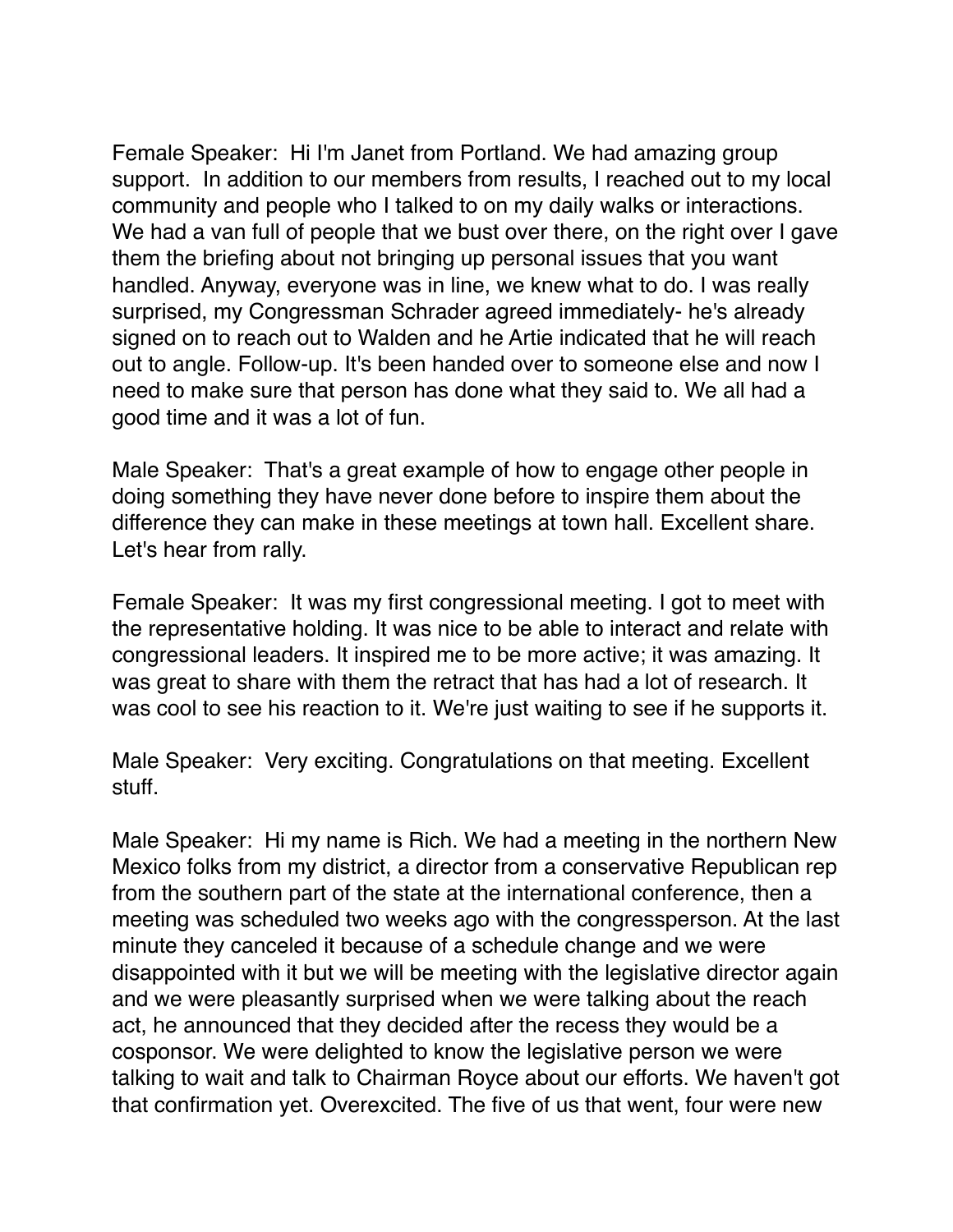Female Speaker: Hi I'm Janet from Portland. We had amazing group support. In addition to our members from results, I reached out to my local community and people who I talked to on my daily walks or interactions. We had a van full of people that we bust over there, on the right over I gave them the briefing about not bringing up personal issues that you want handled. Anyway, everyone was in line, we knew what to do. I was really surprised, my Congressman Schrader agreed immediately- he's already signed on to reach out to Walden and he Artie indicated that he will reach out to angle. Follow-up. It's been handed over to someone else and now I need to make sure that person has done what they said to. We all had a good time and it was a lot of fun.

Male Speaker: That's a great example of how to engage other people in doing something they have never done before to inspire them about the difference they can make in these meetings at town hall. Excellent share. Let's hear from rally.

Female Speaker: It was my first congressional meeting. I got to meet with the representative holding. It was nice to be able to interact and relate with congressional leaders. It inspired me to be more active; it was amazing. It was great to share with them the retract that has had a lot of research. It was cool to see his reaction to it. We're just waiting to see if he supports it.

Male Speaker: Very exciting. Congratulations on that meeting. Excellent stuff.

Male Speaker: Hi my name is Rich. We had a meeting in the northern New Mexico folks from my district, a director from a conservative Republican rep from the southern part of the state at the international conference, then a meeting was scheduled two weeks ago with the congressperson. At the last minute they canceled it because of a schedule change and we were disappointed with it but we will be meeting with the legislative director again and we were pleasantly surprised when we were talking about the reach act, he announced that they decided after the recess they would be a cosponsor. We were delighted to know the legislative person we were talking to wait and talk to Chairman Royce about our efforts. We haven't got that confirmation yet. Overexcited. The five of us that went, four were new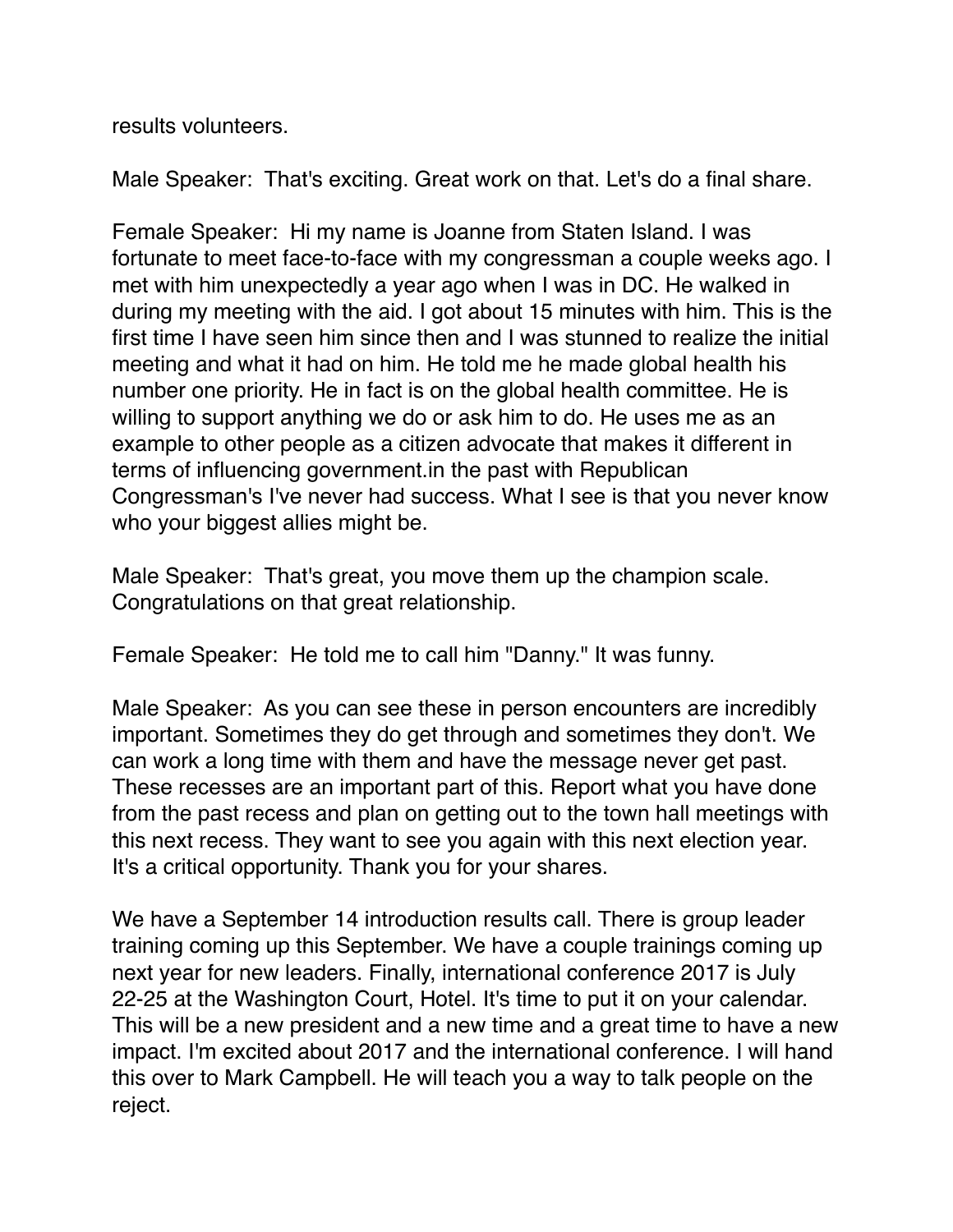results volunteers.

Male Speaker: That's exciting. Great work on that. Let's do a final share.

Female Speaker: Hi my name is Joanne from Staten Island. I was fortunate to meet face-to-face with my congressman a couple weeks ago. I met with him unexpectedly a year ago when I was in DC. He walked in during my meeting with the aid. I got about 15 minutes with him. This is the first time I have seen him since then and I was stunned to realize the initial meeting and what it had on him. He told me he made global health his number one priority. He in fact is on the global health committee. He is willing to support anything we do or ask him to do. He uses me as an example to other people as a citizen advocate that makes it different in terms of influencing government.in the past with Republican Congressman's I've never had success. What I see is that you never know who your biggest allies might be.

Male Speaker: That's great, you move them up the champion scale. Congratulations on that great relationship.

Female Speaker: He told me to call him "Danny." It was funny.

Male Speaker: As you can see these in person encounters are incredibly important. Sometimes they do get through and sometimes they don't. We can work a long time with them and have the message never get past. These recesses are an important part of this. Report what you have done from the past recess and plan on getting out to the town hall meetings with this next recess. They want to see you again with this next election year. It's a critical opportunity. Thank you for your shares.

We have a September 14 introduction results call. There is group leader training coming up this September. We have a couple trainings coming up next year for new leaders. Finally, international conference 2017 is July 22-25 at the Washington Court, Hotel. It's time to put it on your calendar. This will be a new president and a new time and a great time to have a new impact. I'm excited about 2017 and the international conference. I will hand this over to Mark Campbell. He will teach you a way to talk people on the reject.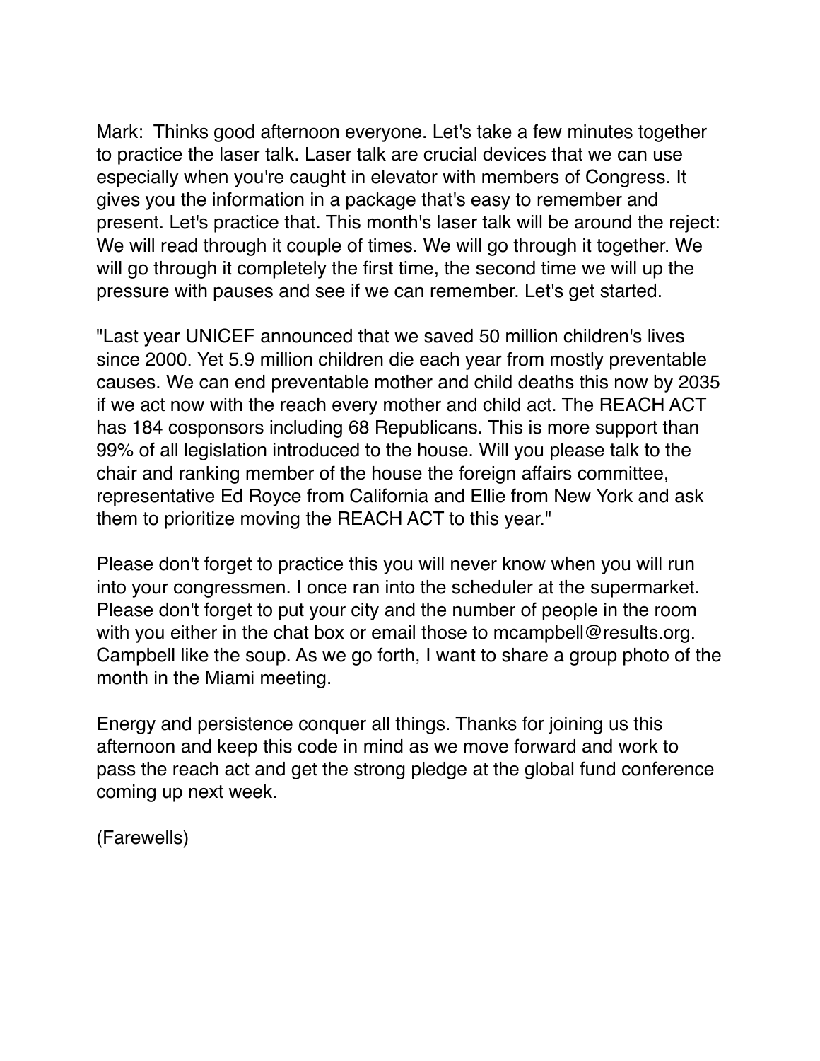Mark:  Thinks good afternoon everyone. Let's take a few minutes together to practice the laser talk. Laser talk are crucial devices that we can use especially when you're caught in elevator with members of Congress. It gives you the information in a package that's easy to remember and present. Let's practice that. This month's laser talk will be around the reject: We will read through it couple of times. We will go through it together. We will go through it completely the first time, the second time we will up the pressure with pauses and see if we can remember. Let's get started.

"Last year UNICEF announced that we saved 50 million children's lives since 2000. Yet 5.9 million children die each year from mostly preventable causes. We can end preventable mother and child deaths this now by 2035 if we act now with the reach every mother and child act. The REACH ACT has 184 cosponsors including 68 Republicans. This is more support than 99% of all legislation introduced to the house. Will you please talk to the chair and ranking member of the house the foreign affairs committee, representative Ed Royce from California and Ellie from New York and ask them to prioritize moving the REACH ACT to this year."

Please don't forget to practice this you will never know when you will run into your congressmen. I once ran into the scheduler at the supermarket. Please don't forget to put your city and the number of people in the room with you either in the chat box or email those to mcampbell@results.org. Campbell like the soup. As we go forth, I want to share a group photo of the month in the Miami meeting.

Energy and persistence conquer all things. Thanks for joining us this afternoon and keep this code in mind as we move forward and work to pass the reach act and get the strong pledge at the global fund conference coming up next week.

(Farewells)